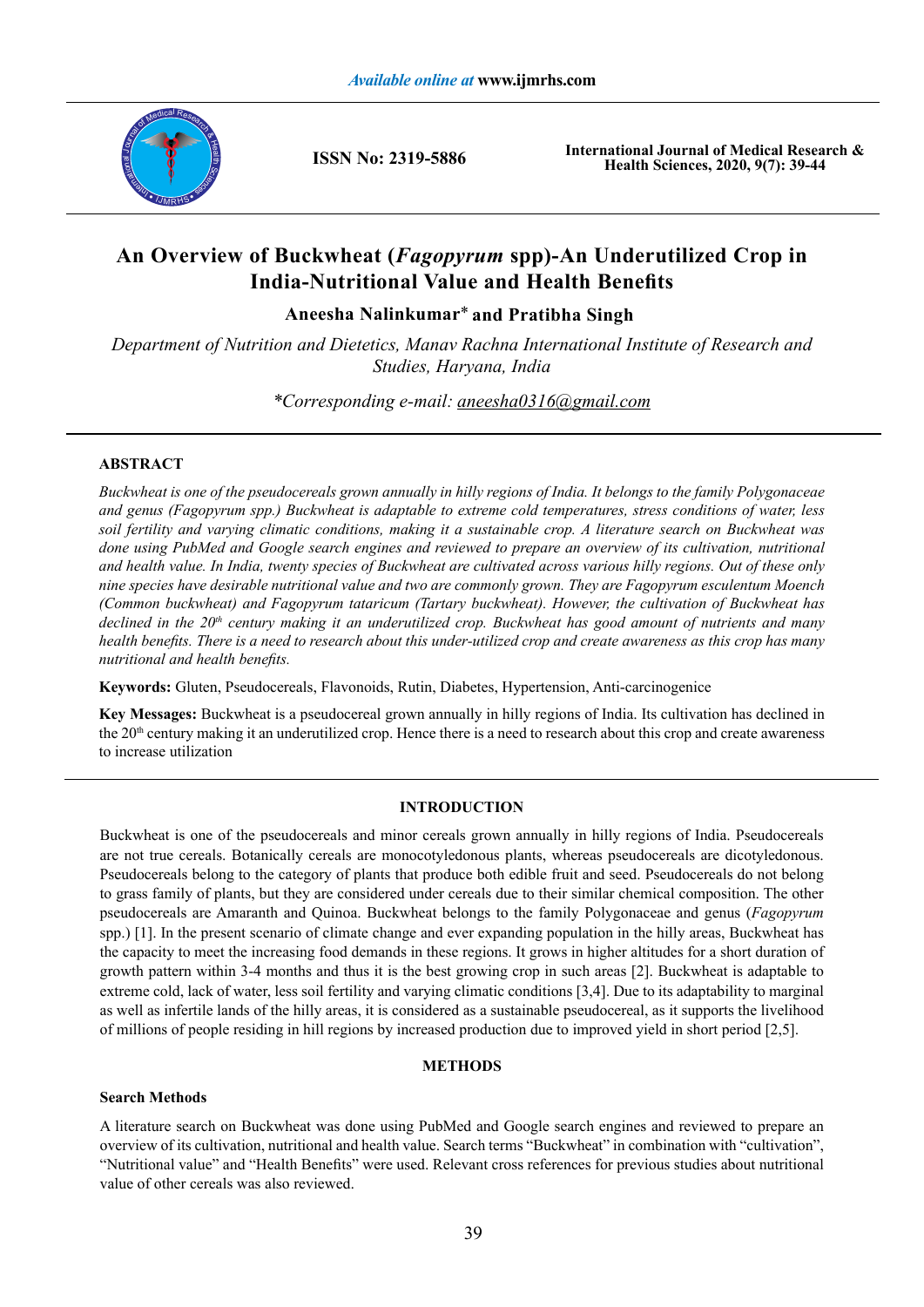# An Overview of Buckwheat (*Fagopyrum* spp)-An Underutilized Crop in India-Nutritional Value and Health Benefits

**Aneesha Nalinkumar*** **and Pratibha Singh**

*Department of Nutrition and Dietetics, Manav Rachna International Institute of Research and Studies, Haryana, India*

*\*Corresponding e-mail: aneesha0316@gmail.com*

## ABSTRACT

*Buckwheat is one of the pseudocereals grown annually in hilly regions of India. It belongs to the family Polygonaceae and genus (Fagopyrum spp.) Buckwheat is adaptable to extreme cold temperatures, stress conditions of water, less soil fertility and varying climatic conditions, making it a sustainable crop. A literature search on Buckwheat was done using PubMed and Google search engines and reviewed to prepare an overview of its cultivation, nutritional and health value. In India, twenty species of Buckwheat are cultivated across various hilly regions. Out of these only nine species have desirable nutritional value and two are commonly grown. They are Fagopyrum esculentum Moench (Common buckwheat) and Fagopyrum tataricum (Tartary buckwheat). However, the cultivation of Buckwheat has declined in the 20th century making it an underutilized crop. Buckwheat has good amount of nutrients and many health benefits. There is a need to research about this under-utilized crop and create awareness as this crop has many nutritional and health benefits.*

**Keywords:** Gluten, Pseudocereals, Flavonoids, Rutin, Diabetes, Hypertension, Anti-carcinogenice

**Key Messages:** Buckwheat is a pseudocereal grown annually in hilly regions of India. Its cultivation has declined in the 20th century making it an underutilized crop. Hence there is a need to research about this crop and create awareness to increase utilization

## INTRODUCTION

Buckwheat is one of the pseudocereals and minor cereals grown annually in hilly regions of India. Pseudocereals are not true cereals. Botanically cereals are monocotyledonous plants, whereas pseudocereals are dicotyledonous. Pseudocereals belong to the category of plants that produce both edible fruit and seed. Pseudocereals do not belong to grass family of plants, but they are considered under cereals due to their similar chemical composition. The other pseudocereals are Amaranth and Quinoa. Buckwheat belongs to the family Polygonaceae and genus (*Fagopyrum* spp.) [1]. In the present scenario of climate change and ever expanding population in the hilly areas, Buckwheat has the capacity to meet the increasing food demands in these regions. It grows in higher altitudes for a short duration of growth pattern within 3-4 months and thus it is the best growing crop in such areas [2]. Buckwheat is adaptable to extreme cold, lack of water, less soil fertility and varying climatic conditions [3,4]. Due to its adaptability to marginal as well as infertile lands of the hilly areas, it is considered as a sustainable pseudocereal, as it supports the livelihood of millions of people residing in hill regions by increased production due to improved yield in short period [2,5].

## METHODS

### Search Methods

A literature search on Buckwheat was done using PubMed and Google search engines and reviewed to prepare an overview of its cultivation, nutritional and health value. Search terms "Buckwheat" in combination with "cultivation", "Nutritional value" and "Health Benefits" were used. Relevant cross references for previous studies about nutritional value of other cereals was also reviewed.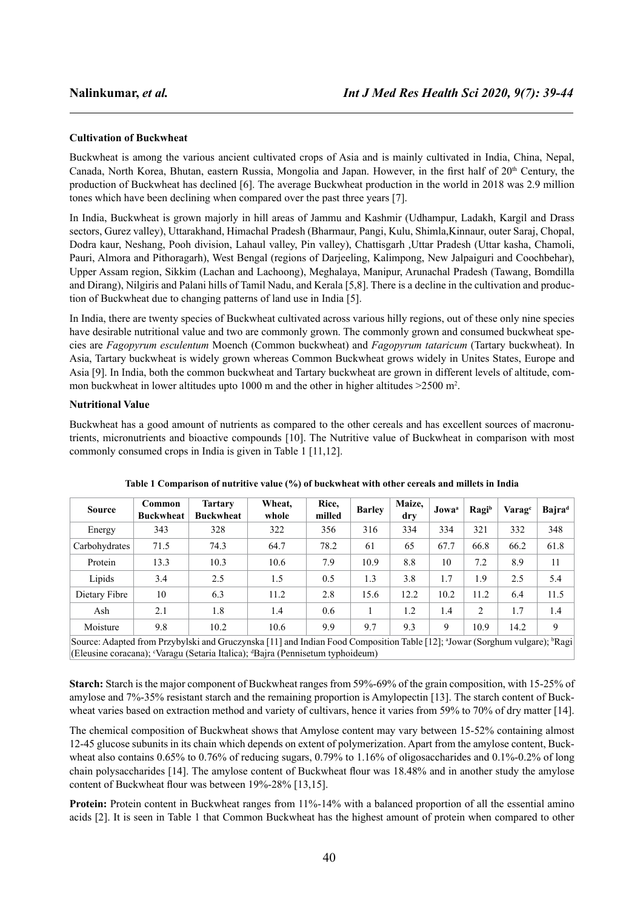#### Cultivation of Buckwheat

Buckwheat is among the various ancient cultivated crops of Asia and is mainly cultivated in India, China, Nepal, Canada, North Korea, Bhutan, eastern Russia, Mongolia and Japan. However, in the first half of 20th Century, the production of Buckwheat has declined [6]. The average Buckwheat production in the world in 2018 was 2.9 million tones which have been declining when compared over the past three years [7].

In India, Buckwheat is grown majorly in hill areas of Jammu and Kashmir (Udhampur, Ladakh, Kargil and Drass sectors, Gurez valley), Uttarakhand, Himachal Pradesh (Bharmaur, Pangi, Kulu, Shimla,Kinnaur, outer Saraj, Chopal, Dodra kaur, Neshang, Pooh division, Lahaul valley, Pin valley), Chattisgarh ,Uttar Pradesh (Uttar kasha, Chamoli, Pauri, Almora and Pithoragarh), West Bengal (regions of Darjeeling, Kalimpong, New Jalpaiguri and Coochbehar), Upper Assam region, Sikkim (Lachan and Lachoong), Meghalaya, Manipur, Arunachal Pradesh (Tawang, Bomdilla and Dirang), Nilgiris and Palani hills of Tamil Nadu, and Kerala [5,8]. There is a decline in the cultivation and production of Buckwheat due to changing patterns of land use in India [5].

In India, there are twenty species of Buckwheat cultivated across various hilly regions, out of these only nine species have desirable nutritional value and two are commonly grown. The commonly grown and consumed buckwheat species are *Fagopyrum esculentum* Moench (Common buckwheat) and *Fagopyrum tataricum* (Tartary buckwheat). In Asia, Tartary buckwheat is widely grown whereas Common Buckwheat grows widely in Unites States, Europe and Asia [9]. In India, both the common buckwheat and Tartary buckwheat are grown in different levels of altitude, common buckwheat in lower altitudes upto 1000 m and the other in higher altitudes >2500 $m^2$.

#### Nutritional Value

Buckwheat has a good amount of nutrients as compared to the other cereals and has excellent sources of macronutrients, micronutrients and bioactive compounds [10]. The Nutritive value of Buckwheat in comparison with most commonly consumed crops in India is given in Table 1 [11,12].

**Table 1 Comparison of nutritive value (%) of buckwheat with other cereals and millets in India**

| Source | Common Buckwheat | Tartary Buckwheat | Wheat, whole | Rice, milled | Barley | Maize, dry | Jowa[a] | Ragi[b] | Varag[c] | Bajra[d] |
|---|---|---|---|---|---|---|---|---|---|---|
| Energy | 343 | 328 | 322 | 356 | 316 | 334 | 334 | 321 | 332 | 348 |
| Carbohydrates | 71.5 | 74.3 | 64.7 | 78.2 | 61 | 65 | 67.7 | 66.8 | 66.2 | 61.8 |
| Protein | 13.3 | 10.3 | 10.6 | 7.9 | 10.9 | 8.8 | 10 | 7.2 | 8.9 | 11 |
| Lipids | 3.4 | 2.5 | 1.5 | 0.5 | 1.3 | 3.8 | 1.7 | 1.9 | 2.5 | 5.4 |
| Dietary Fibre | 10 | 6.3 | 11.2 | 2.8 | 15.6 | 12.2 | 10.2 | 11.2 | 6.4 | 11.5 |
| Ash | 2.1 | 1.8 | 1.4 | 0.6 | 1 | 1.2 | 1.4 | 2 | 1.7 | 1.4 |
| Moisture | 9.8 | 10.2 | 10.6 | 9.9 | 9.7 | 9.3 | 9 | 10.9 | 14.2 | 9 |

Source: Adapted from Przybylski and Gruczynska [11] and Indian Food Composition Table [12]; [a]Jowar (Sorghum vulgare); [b]Ragi (Eleusine coracana); [c]Varagu (Setaria Italica); [d]Bajra (Pennisetum typhoideum)

**Starch:** Starch is the major component of Buckwheat ranges from 59%-69% of the grain composition, with 15-25% of amylose and 7%-35% resistant starch and the remaining proportion is Amylopectin [13]. The starch content of Buckwheat varies based on extraction method and variety of cultivars, hence it varies from 59% to 70% of dry matter [14].

The chemical composition of Buckwheat shows that Amylose content may vary between 15-52% containing almost 12-45 glucose subunits in its chain which depends on extent of polymerization. Apart from the amylose content, Buckwheat also contains 0.65% to 0.76% of reducing sugars, 0.79% to 1.16% of oligosaccharides and 0.1%-0.2% of long chain polysaccharides [14]. The amylose content of Buckwheat flour was 18.48% and in another study the amylose content of Buckwheat flour was between 19%-28% [13,15].

**Protein:** Protein content in Buckwheat ranges from 11%-14% with a balanced proportion of all the essential amino acids [2]. It is seen in Table 1 that Common Buckwheat has the highest amount of protein when compared to other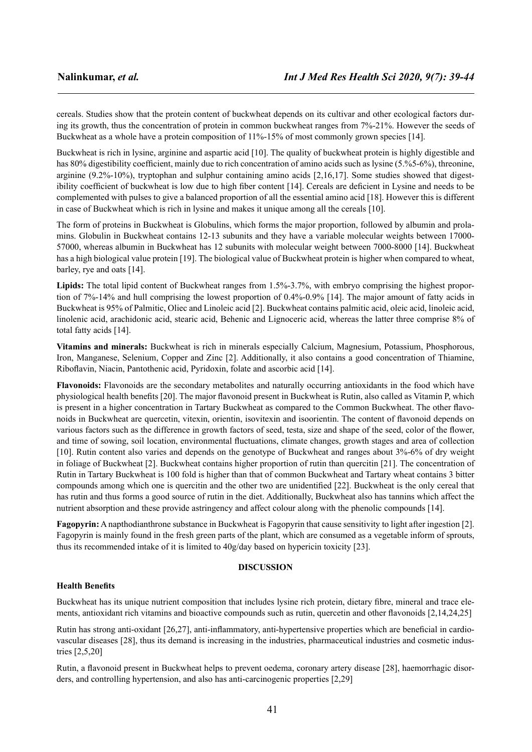cereals. Studies show that the protein content of buckwheat depends on its cultivar and other ecological factors during its growth, thus the concentration of protein in common buckwheat ranges from 7%-21%. However the seeds of Buckwheat as a whole have a protein composition of 11%-15% of most commonly grown species [14].

Buckwheat is rich in lysine, arginine and aspartic acid [10]. The quality of buckwheat protein is highly digestible and has 80% digestibility coefficient, mainly due to rich concentration of amino acids such as lysine (5.%5-6%), threonine, arginine (9.2%-10%), tryptophan and sulphur containing amino acids [2,16,17]. Some studies showed that digestibility coefficient of buckwheat is low due to high fiber content [14]. Cereals are deficient in Lysine and needs to be complemented with pulses to give a balanced proportion of all the essential amino acid [18]. However this is different in case of Buckwheat which is rich in lysine and makes it unique among all the cereals [10].

The form of proteins in Buckwheat is Globulins, which forms the major proportion, followed by albumin and prolamins. Globulin in Buckwheat contains 12-13 subunits and they have a variable molecular weights between 17000-57000, whereas albumin in Buckwheat has 12 subunits with molecular weight between 7000-8000 [14]. Buckwheat has a high biological value protein [19]. The biological value of Buckwheat protein is higher when compared to wheat, barley, rye and oats [14].

**Lipids:** The total lipid content of Buckwheat ranges from 1.5%-3.7%, with embryo comprising the highest proportion of 7%-14% and hull comprising the lowest proportion of 0.4%-0.9% [14]. The major amount of fatty acids in Buckwheat is 95% of Palmitic, Oliec and Linoleic acid [2]. Buckwheat contains palmitic acid, oleic acid, linoleic acid, linolenic acid, arachidonic acid, stearic acid, Behenic and Lignoceric acid, whereas the latter three comprise 8% of total fatty acids [14].

**Vitamins and minerals:** Buckwheat is rich in minerals especially Calcium, Magnesium, Potassium, Phosphorous, Iron, Manganese, Selenium, Copper and Zinc [2]. Additionally, it also contains a good concentration of Thiamine, Riboflavin, Niacin, Pantothenic acid, Pyridoxin, folate and ascorbic acid [14].

**Flavonoids:** Flavonoids are the secondary metabolites and naturally occurring antioxidants in the food which have physiological health benefits [20]. The major flavonoid present in Buckwheat is Rutin, also called as Vitamin P, which is present in a higher concentration in Tartary Buckwheat as compared to the Common Buckwheat. The other flavonoids in Buckwheat are quercetin, vitexin, orientin, isovitexin and isoorientin. The content of flavonoid depends on various factors such as the difference in growth factors of seed, testa, size and shape of the seed, color of the flower, and time of sowing, soil location, environmental fluctuations, climate changes, growth stages and area of collection [10]. Rutin content also varies and depends on the genotype of Buckwheat and ranges about 3%-6% of dry weight in foliage of Buckwheat [2]. Buckwheat contains higher proportion of rutin than quercitin [21]. The concentration of Rutin in Tartary Buckwheat is 100 fold is higher than that of common Buckwheat and Tartary wheat contains 3 bitter compounds among which one is quercitin and the other two are unidentified [22]. Buckwheat is the only cereal that has rutin and thus forms a good source of rutin in the diet. Additionally, Buckwheat also has tannins which affect the nutrient absorption and these provide astringency and affect colour along with the phenolic compounds [14].

**Fagopyrin:** A napthodianthrone substance in Buckwheat is Fagopyrin that cause sensitivity to light after ingestion [2]. Fagopyrin is mainly found in the fresh green parts of the plant, which are consumed as a vegetable inform of sprouts, thus its recommended intake of it is limited to 40g/day based on hypericin toxicity [23].

## DISCUSSION

### Health Benefits

Buckwheat has its unique nutrient composition that includes lysine rich protein, dietary fibre, mineral and trace elements, antioxidant rich vitamins and bioactive compounds such as rutin, quercetin and other flavonoids [2,14,24,25]

Rutin has strong anti-oxidant [26,27], anti-inflammatory, anti-hypertensive properties which are beneficial in cardiovascular diseases [28], thus its demand is increasing in the industries, pharmaceutical industries and cosmetic industries [2,5,20]

Rutin, a flavonoid present in Buckwheat helps to prevent oedema, coronary artery disease [28], haemorrhagic disorders, and controlling hypertension, and also has anti-carcinogenic properties [2,29]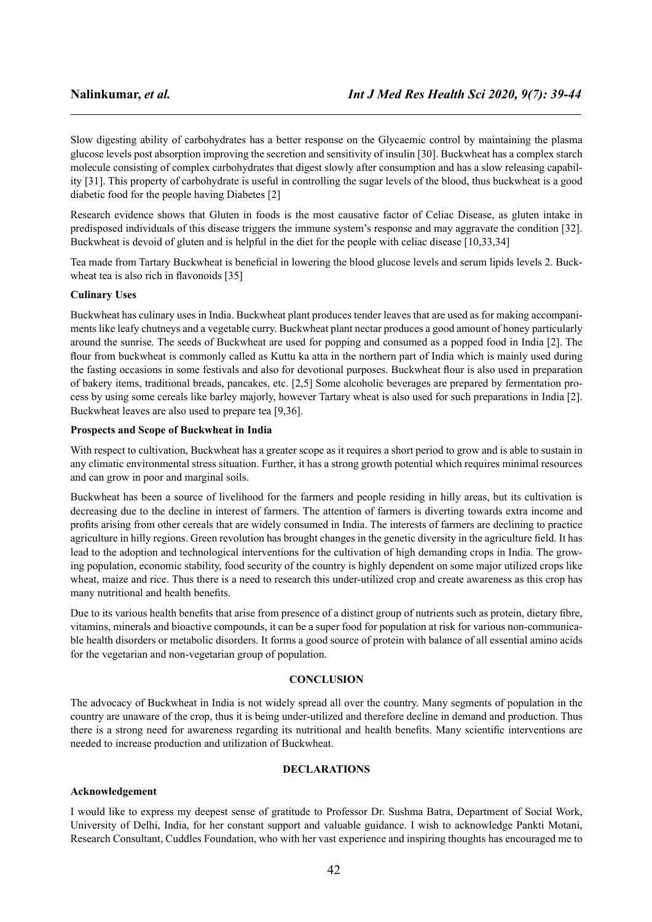Slow digesting ability of carbohydrates has a better response on the Glycaemic control by maintaining the plasma glucose levels post absorption improving the secretion and sensitivity of insulin [30]. Buckwheat has a complex starch molecule consisting of complex carbohydrates that digest slowly after consumption and has a slow releasing capability [31]. This property of carbohydrate is useful in controlling the sugar levels of the blood, thus buckwheat is a good diabetic food for the people having Diabetes [2]

Research evidence shows that Gluten in foods is the most causative factor of Celiac Disease, as gluten intake in predisposed individuals of this disease triggers the immune system's response and may aggravate the condition [32]. Buckwheat is devoid of gluten and is helpful in the diet for the people with celiac disease [10,33,34]

Tea made from Tartary Buckwheat is beneficial in lowering the blood glucose levels and serum lipids levels 2. Buckwheat tea is also rich in flavonoids [35]

**Culinary Uses**

Buckwheat has culinary uses in India. Buckwheat plant produces tender leaves that are used as for making accompaniments like leafy chutneys and a vegetable curry. Buckwheat plant nectar produces a good amount of honey particularly around the sunrise. The seeds of Buckwheat are used for popping and consumed as a popped food in India [2]. The flour from buckwheat is commonly called as Kuttu ka atta in the northern part of India which is mainly used during the fasting occasions in some festivals and also for devotional purposes. Buckwheat flour is also used in preparation of bakery items, traditional breads, pancakes, etc. [2,5] Some alcoholic beverages are prepared by fermentation process by using some cereals like barley majorly, however Tartary wheat is also used for such preparations in India [2]. Buckwheat leaves are also used to prepare tea [9,36].

**Prospects and Scope of Buckwheat in India**

With respect to cultivation, Buckwheat has a greater scope as it requires a short period to grow and is able to sustain in any climatic environmental stress situation. Further, it has a strong growth potential which requires minimal resources and can grow in poor and marginal soils.

Buckwheat has been a source of livelihood for the farmers and people residing in hilly areas, but its cultivation is decreasing due to the decline in interest of farmers. The attention of farmers is diverting towards extra income and profits arising from other cereals that are widely consumed in India. The interests of farmers are declining to practice agriculture in hilly regions. Green revolution has brought changes in the genetic diversity in the agriculture field. It has lead to the adoption and technological interventions for the cultivation of high demanding crops in India. The growing population, economic stability, food security of the country is highly dependent on some major utilized crops like wheat, maize and rice. Thus there is a need to research this under-utilized crop and create awareness as this crop has many nutritional and health benefits.

Due to its various health benefits that arise from presence of a distinct group of nutrients such as protein, dietary fibre, vitamins, minerals and bioactive compounds, it can be a super food for population at risk for various non-communicable health disorders or metabolic disorders. It forms a good source of protein with balance of all essential amino acids for the vegetarian and non-vegetarian group of population.

## CONCLUSION

The advocacy of Buckwheat in India is not widely spread all over the country. Many segments of population in the country are unaware of the crop, thus it is being under-utilized and therefore decline in demand and production. Thus there is a strong need for awareness regarding its nutritional and health benefits. Many scientific interventions are needed to increase production and utilization of Buckwheat.

## DECLARATIONS

**Acknowledgement**

I would like to express my deepest sense of gratitude to Professor Dr. Sushma Batra, Department of Social Work, University of Delhi, India, for her constant support and valuable guidance. I wish to acknowledge Pankti Motani, Research Consultant, Cuddles Foundation, who with her vast experience and inspiring thoughts has encouraged me to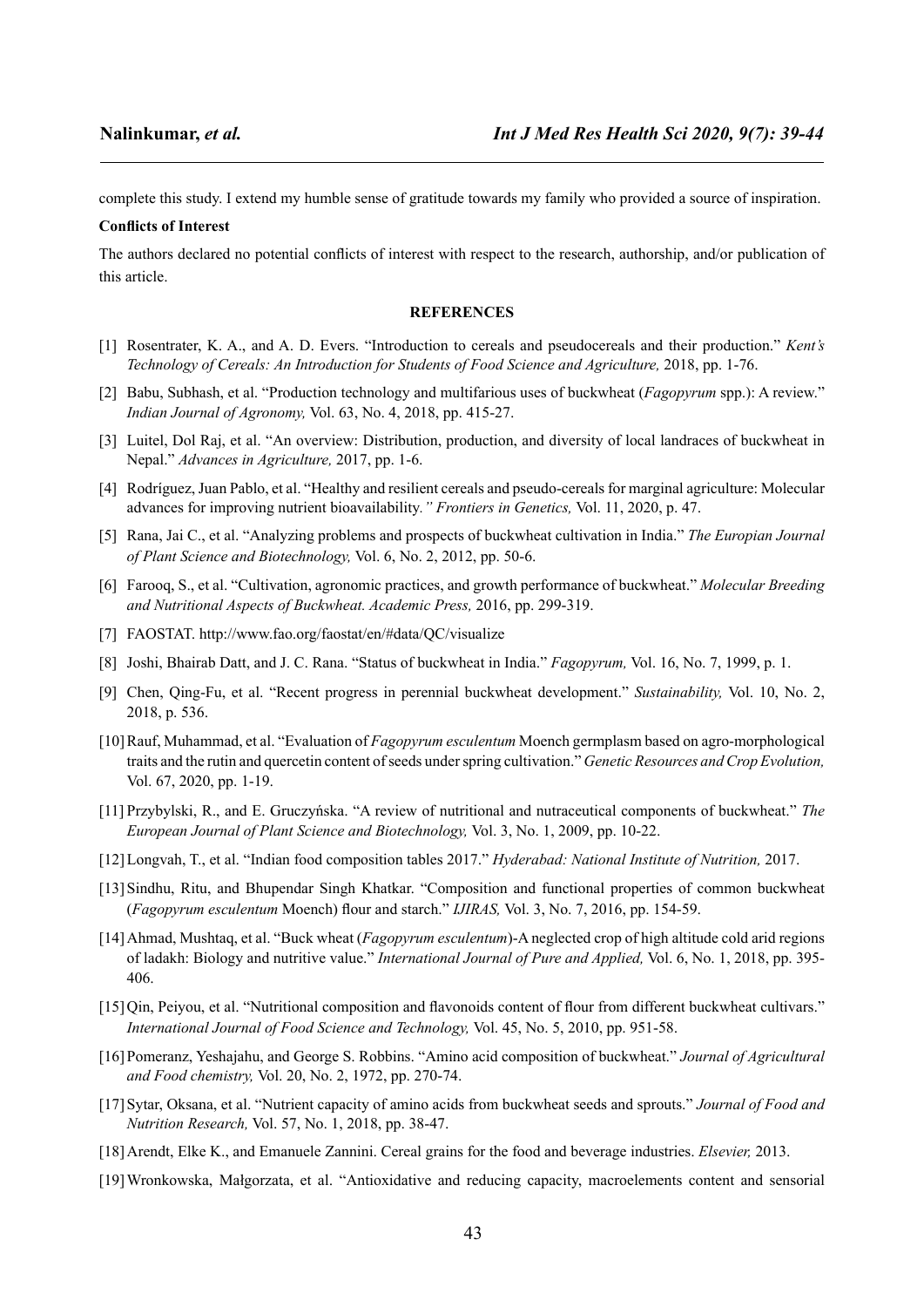complete this study. I extend my humble sense of gratitude towards my family who provided a source of inspiration.

**Conflicts of Interest**

The authors declared no potential conflicts of interest with respect to the research, authorship, and/or publication of this article.

## REFERENCES

[1] Rosentrater, K. A., and A. D. Evers. "Introduction to cereals and pseudocereals and their production." *Kent's Technology of Cereals: An Introduction for Students of Food Science and Agriculture,* 2018, pp. 1-76.

[2] Babu, Subhash, et al. "Production technology and multifarious uses of buckwheat (*Fagopyrum* spp.): A review." *Indian Journal of Agronomy,* Vol. 63, No. 4, 2018, pp. 415-27.

[3] Luitel, Dol Raj, et al. "An overview: Distribution, production, and diversity of local landraces of buckwheat in Nepal." *Advances in Agriculture,* 2017, pp. 1-6.

[4] Rodríguez, Juan Pablo, et al. "Healthy and resilient cereals and pseudo-cereals for marginal agriculture: Molecular advances for improving nutrient bioavailability." *Frontiers in Genetics,* Vol. 11, 2020, p. 47.

[5] Rana, Jai C., et al. "Analyzing problems and prospects of buckwheat cultivation in India." *The Europian Journal of Plant Science and Biotechnology,* Vol. 6, No. 2, 2012, pp. 50-6.

[6] Farooq, S., et al. "Cultivation, agronomic practices, and growth performance of buckwheat." *Molecular Breeding and Nutritional Aspects of Buckwheat. Academic Press,* 2016, pp. 299-319.

[7] FAOSTAT. http://www.fao.org/faostat/en/#data/QC/visualize

[8] Joshi, Bhairab Datt, and J. C. Rana. "Status of buckwheat in India." *Fagopyrum,* Vol. 16, No. 7, 1999, p. 1.

[9] Chen, Qing-Fu, et al. "Recent progress in perennial buckwheat development." *Sustainability,* Vol. 10, No. 2, 2018, p. 536.

[10] Rauf, Muhammad, et al. "Evaluation of *Fagopyrum esculentum* Moench germplasm based on agro-morphological traits and the rutin and quercetin content of seeds under spring cultivation." *Genetic Resources and Crop Evolution,* Vol. 67, 2020, pp. 1-19.

[11] Przybylski, R., and E. Gruczyńska. "A review of nutritional and nutraceutical components of buckwheat." *The European Journal of Plant Science and Biotechnology,* Vol. 3, No. 1, 2009, pp. 10-22.

[12] Longvah, T., et al. "Indian food composition tables 2017." *Hyderabad: National Institute of Nutrition,* 2017.

[13] Sindhu, Ritu, and Bhupendar Singh Khatkar. "Composition and functional properties of common buckwheat (*Fagopyrum esculentum* Moench) flour and starch." *IJIRAS,* Vol. 3, No. 7, 2016, pp. 154-59.

[14] Ahmad, Mushtaq, et al. "Buck wheat (*Fagopyrum esculentum*)-A neglected crop of high altitude cold arid regions of ladakh: Biology and nutritive value." *International Journal of Pure and Applied,* Vol. 6, No. 1, 2018, pp. 395-406.

[15] Qin, Peiyou, et al. "Nutritional composition and flavonoids content of flour from different buckwheat cultivars." *International Journal of Food Science and Technology,* Vol. 45, No. 5, 2010, pp. 951-58.

[16] Pomeranz, Yeshajahu, and George S. Robbins. "Amino acid composition of buckwheat." *Journal of Agricultural and Food chemistry,* Vol. 20, No. 2, 1972, pp. 270-74.

[17] Sytar, Oksana, et al. "Nutrient capacity of amino acids from buckwheat seeds and sprouts." *Journal of Food and Nutrition Research,* Vol. 57, No. 1, 2018, pp. 38-47.

[18] Arendt, Elke K., and Emanuele Zannini. Cereal grains for the food and beverage industries. *Elsevier,* 2013.

[19] Wronkowska, Małgorzata, et al. "Antioxidative and reducing capacity, macroelements content and sensorial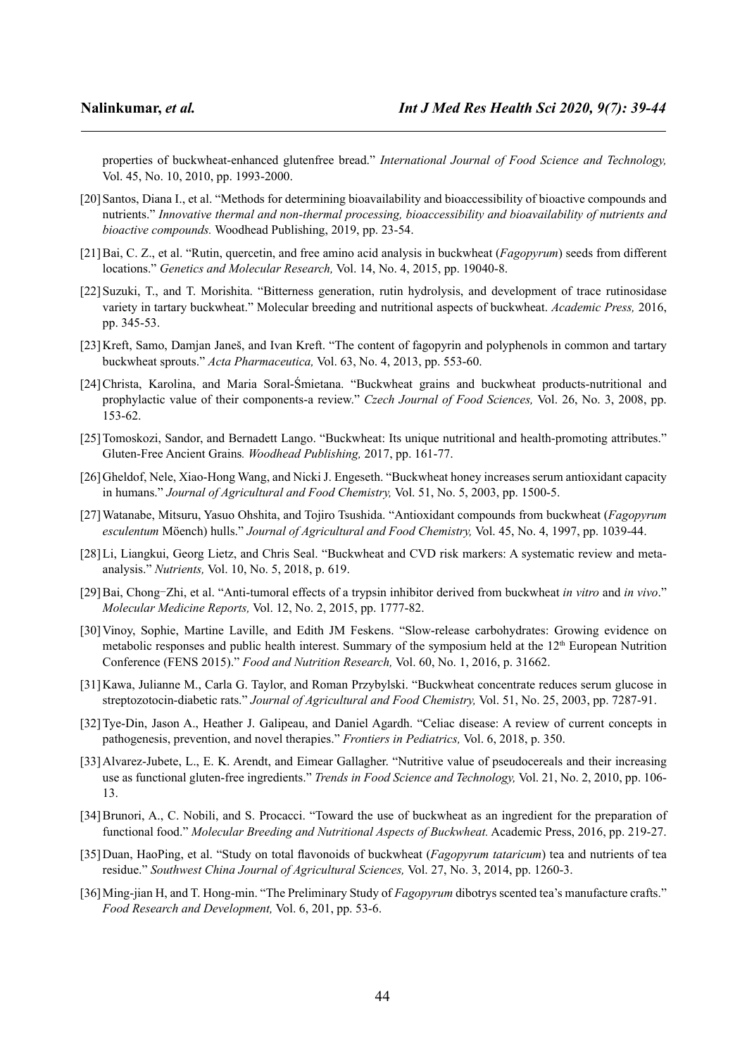properties of buckwheat-enhanced glutenfree bread." *International Journal of Food Science and Technology,* Vol. 45, No. 10, 2010, pp. 1993-2000.

[20] Santos, Diana I., et al. "Methods for determining bioavailability and bioaccessibility of bioactive compounds and nutrients." *Innovative thermal and non-thermal processing, bioaccessibility and bioavailability of nutrients and bioactive compounds.* Woodhead Publishing, 2019, pp. 23-54.

[21] Bai, C. Z., et al. "Rutin, quercetin, and free amino acid analysis in buckwheat (*Fagopyrum*) seeds from different locations." *Genetics and Molecular Research,* Vol. 14, No. 4, 2015, pp. 19040-8.

[22] Suzuki, T., and T. Morishita. "Bitterness generation, rutin hydrolysis, and development of trace rutinosidase variety in tartary buckwheat." Molecular breeding and nutritional aspects of buckwheat. *Academic Press,* 2016, pp. 345-53.

[23] Kreft, Samo, Damjan Janeš, and Ivan Kreft. "The content of fagopyrin and polyphenols in common and tartary buckwheat sprouts." *Acta Pharmaceutica,* Vol. 63, No. 4, 2013, pp. 553-60.

[24] Christa, Karolina, and Maria Soral-Śmietana. "Buckwheat grains and buckwheat products-nutritional and prophylactic value of their components-a review." *Czech Journal of Food Sciences,* Vol. 26, No. 3, 2008, pp. 153-62.

[25] Tomoskozi, Sandor, and Bernadett Lango. "Buckwheat: Its unique nutritional and health-promoting attributes." Gluten-Free Ancient Grains*. Woodhead Publishing,* 2017, pp. 161-77.

[26] Gheldof, Nele, Xiao-Hong Wang, and Nicki J. Engeseth. "Buckwheat honey increases serum antioxidant capacity in humans." *Journal of Agricultural and Food Chemistry,* Vol. 51, No. 5, 2003, pp. 1500-5.

[27] Watanabe, Mitsuru, Yasuo Ohshita, and Tojiro Tsushida. "Antioxidant compounds from buckwheat (*Fagopyrum esculentum* Möench) hulls." *Journal of Agricultural and Food Chemistry,* Vol. 45, No. 4, 1997, pp. 1039-44.

[28] Li, Liangkui, Georg Lietz, and Chris Seal. "Buckwheat and CVD risk markers: A systematic review and meta-analysis." *Nutrients,* Vol. 10, No. 5, 2018, p. 619.

[29] Bai, Chong−Zhi, et al. "Anti-tumoral effects of a trypsin inhibitor derived from buckwheat *in vitro* and *in vivo*." *Molecular Medicine Reports,* Vol. 12, No. 2, 2015, pp. 1777-82.

[30] Vinoy, Sophie, Martine Laville, and Edith JM Feskens. "Slow-release carbohydrates: Growing evidence on metabolic responses and public health interest. Summary of the symposium held at the 12th European Nutrition Conference (FENS 2015)." *Food and Nutrition Research,* Vol. 60, No. 1, 2016, p. 31662.

[31] Kawa, Julianne M., Carla G. Taylor, and Roman Przybylski. "Buckwheat concentrate reduces serum glucose in streptozotocin-diabetic rats." *Journal of Agricultural and Food Chemistry,* Vol. 51, No. 25, 2003, pp. 7287-91.

[32] Tye-Din, Jason A., Heather J. Galipeau, and Daniel Agardh. "Celiac disease: A review of current concepts in pathogenesis, prevention, and novel therapies." *Frontiers in Pediatrics,* Vol. 6, 2018, p. 350.

[33] Alvarez-Jubete, L., E. K. Arendt, and Eimear Gallagher. "Nutritive value of pseudocereals and their increasing use as functional gluten-free ingredients." *Trends in Food Science and Technology,* Vol. 21, No. 2, 2010, pp. 106-13.

[34] Brunori, A., C. Nobili, and S. Procacci. "Toward the use of buckwheat as an ingredient for the preparation of functional food." *Molecular Breeding and Nutritional Aspects of Buckwheat.* Academic Press, 2016, pp. 219-27.

[35] Duan, HaoPing, et al. "Study on total flavonoids of buckwheat (*Fagopyrum tataricum*) tea and nutrients of tea residue." *Southwest China Journal of Agricultural Sciences,* Vol. 27, No. 3, 2014, pp. 1260-3.

[36] Ming-jian H, and T. Hong-min. "The Preliminary Study of *Fagopyrum* dibotrys scented tea's manufacture crafts." *Food Research and Development,* Vol. 6, 201, pp. 53-6.